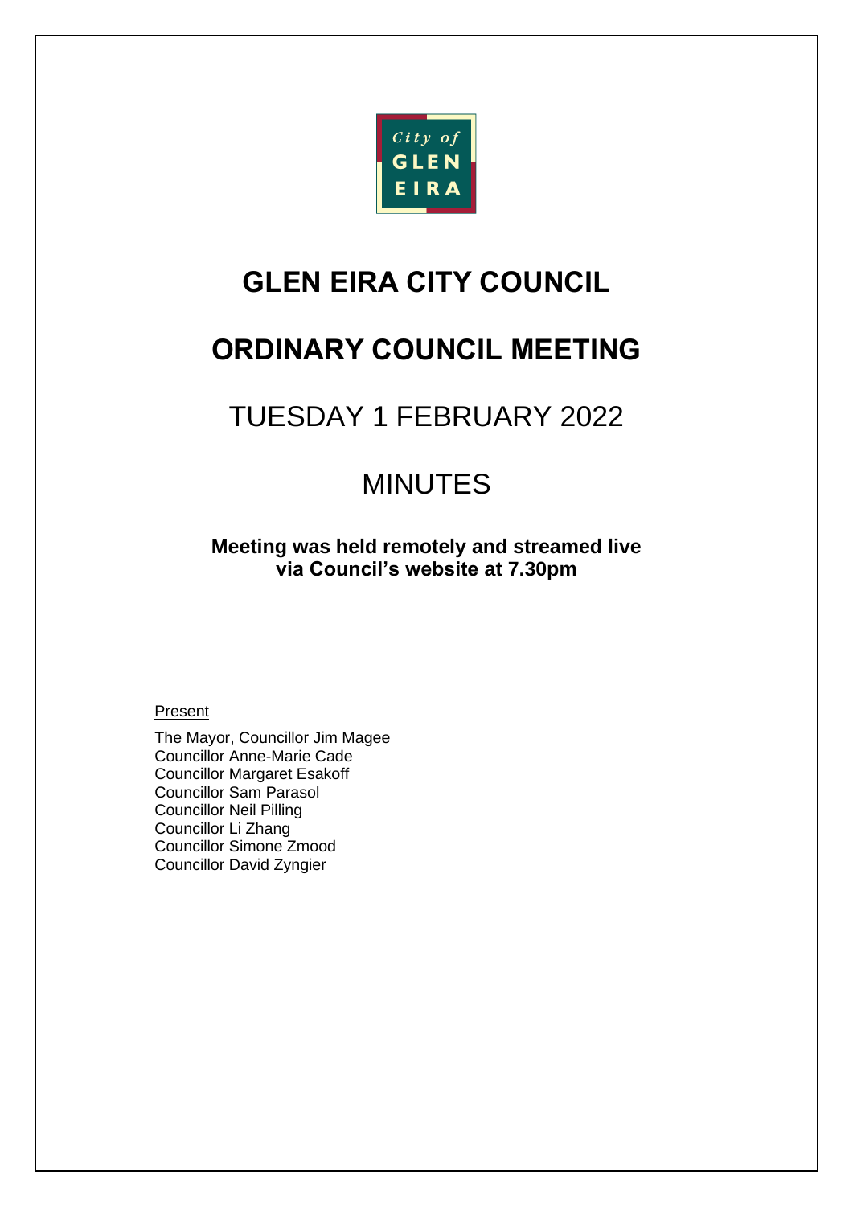City of GLEN EIRA

# GLEN EIRA CITY COUNCIL

# ORDINARY COUNCIL MEETING

## TUESDAY 1 FEBRUARY 2022

## MINUTES

**Meeting was held remotely and streamed live via Council's website at 7.30pm**

Present

The Mayor, Councillor Jim Magee
Councillor Anne-Marie Cade
Councillor Margaret Esakoff
Councillor Sam Parasol
Councillor Neil Pilling
Councillor Li Zhang
Councillor Simone Zmood
Councillor David Zyngier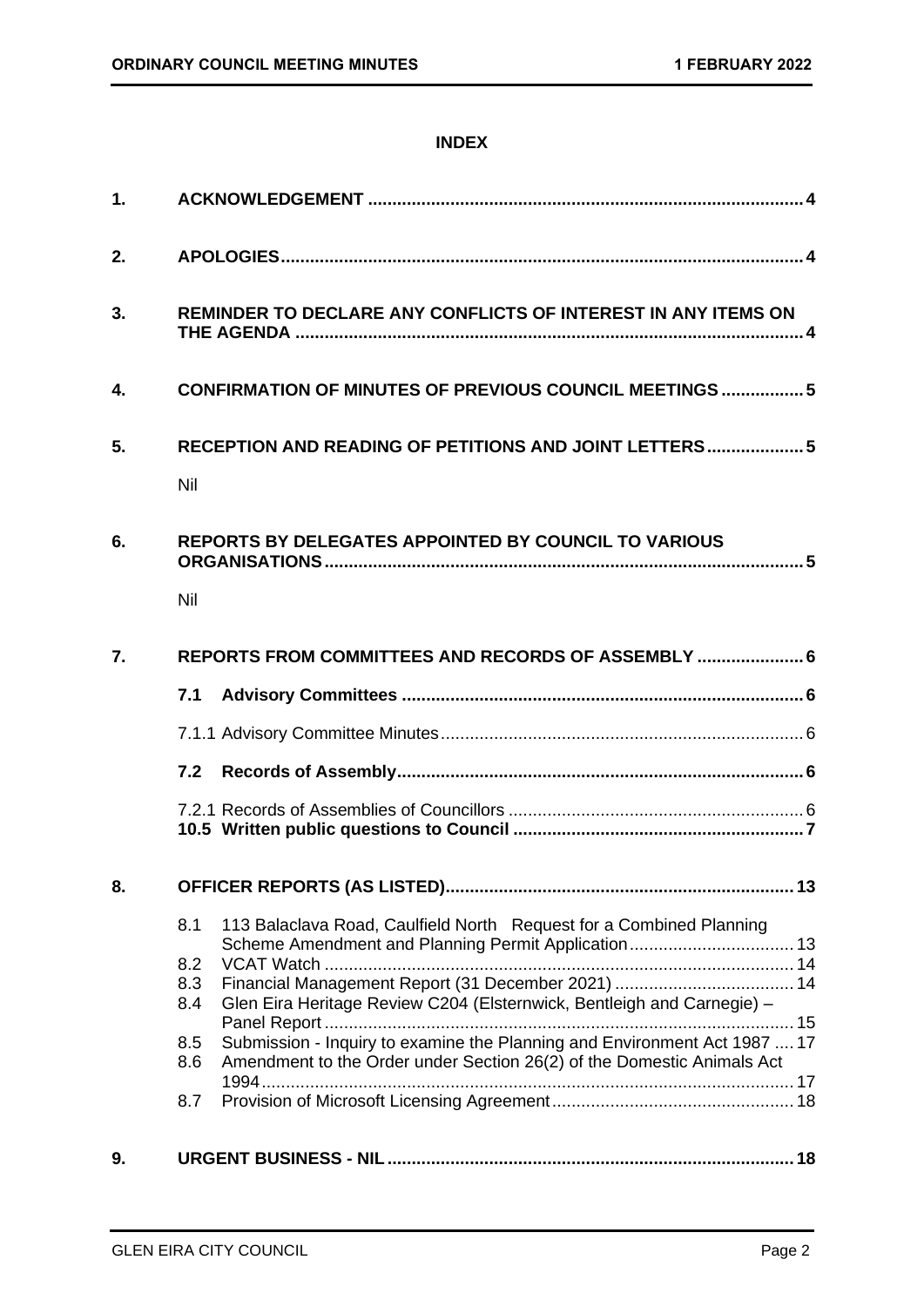**INDEX**

| | | |
|---|---|---|
| **1.** | **ACKNOWLEDGEMENT** | **4** |
| **2.** | **APOLOGIES** | **4** |
| **3.** | **REMINDER TO DECLARE ANY CONFLICTS OF INTEREST IN ANY ITEMS ON THE AGENDA** | **4** |
| **4.** | **CONFIRMATION OF MINUTES OF PREVIOUS COUNCIL MEETINGS** | **5** |
| **5.** | **RECEPTION AND READING OF PETITIONS AND JOINT LETTERS** | **5** |
| | Nil | |
| **6.** | **REPORTS BY DELEGATES APPOINTED BY COUNCIL TO VARIOUS ORGANISATIONS** | **5** |
| | Nil | |
| **7.** | **REPORTS FROM COMMITTEES AND RECORDS OF ASSEMBLY** | **6** |
| | **7.1 Advisory Committees** | **6** |
| | 7.1.1 Advisory Committee Minutes | 6 |
| | **7.2 Records of Assembly** | **6** |
| | 7.2.1 Records of Assemblies of Councillors | 6 |
| | **10.5 Written public questions to Council** | **7** |
| **8.** | **OFFICER REPORTS (AS LISTED)** | **13** |
| | 8.1 113 Balaclava Road, Caulfield North Request for a Combined Planning Scheme Amendment and Planning Permit Application | 13 |
| | 8.2 VCAT Watch | 14 |
| | 8.3 Financial Management Report (31 December 2021) | 14 |
| | 8.4 Glen Eira Heritage Review C204 (Elsternwick, Bentleigh and Carnegie) – Panel Report | 15 |
| | 8.5 Submission - Inquiry to examine the Planning and Environment Act 1987 | 17 |
| | 8.6 Amendment to the Order under Section 26(2) of the Domestic Animals Act 1994 | 17 |
| | 8.7 Provision of Microsoft Licensing Agreement | 18 |
| **9.** | **URGENT BUSINESS - NIL** | **18** |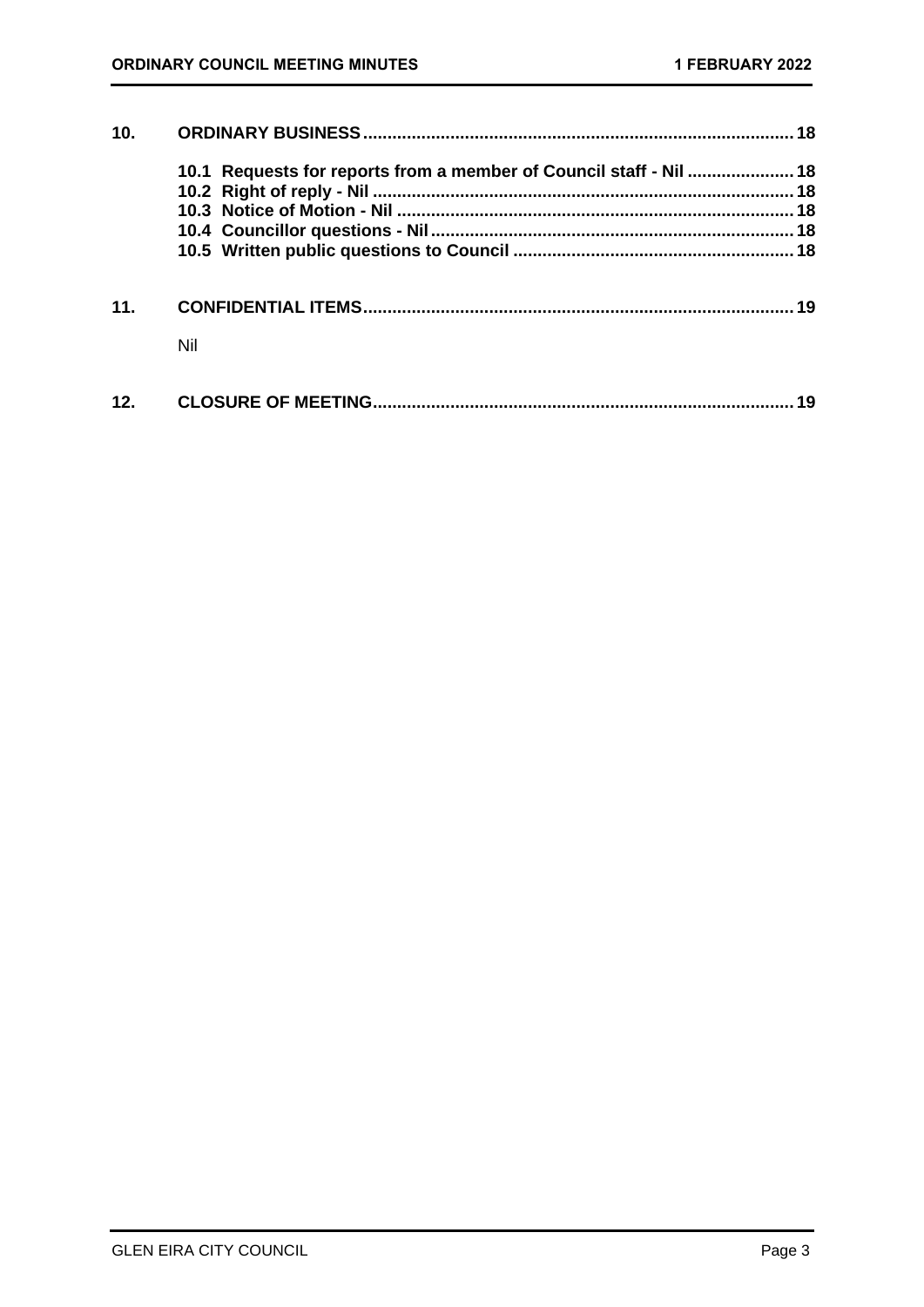**10. ORDINARY BUSINESS** ........................................................................................ 18

- **10.1 Requests for reports from a member of Council staff - Nil** ...................... 18
- **10.2 Right of reply - Nil** ...................................................................................... 18
- **10.3 Notice of Motion - Nil** ................................................................................. 18
- **10.4 Councillor questions - Nil** .......................................................................... 18
- **10.5 Written public questions to Council** .......................................................... 18

**11. CONFIDENTIAL ITEMS** ........................................................................................ 19

Nil

**12. CLOSURE OF MEETING** ...................................................................................... 19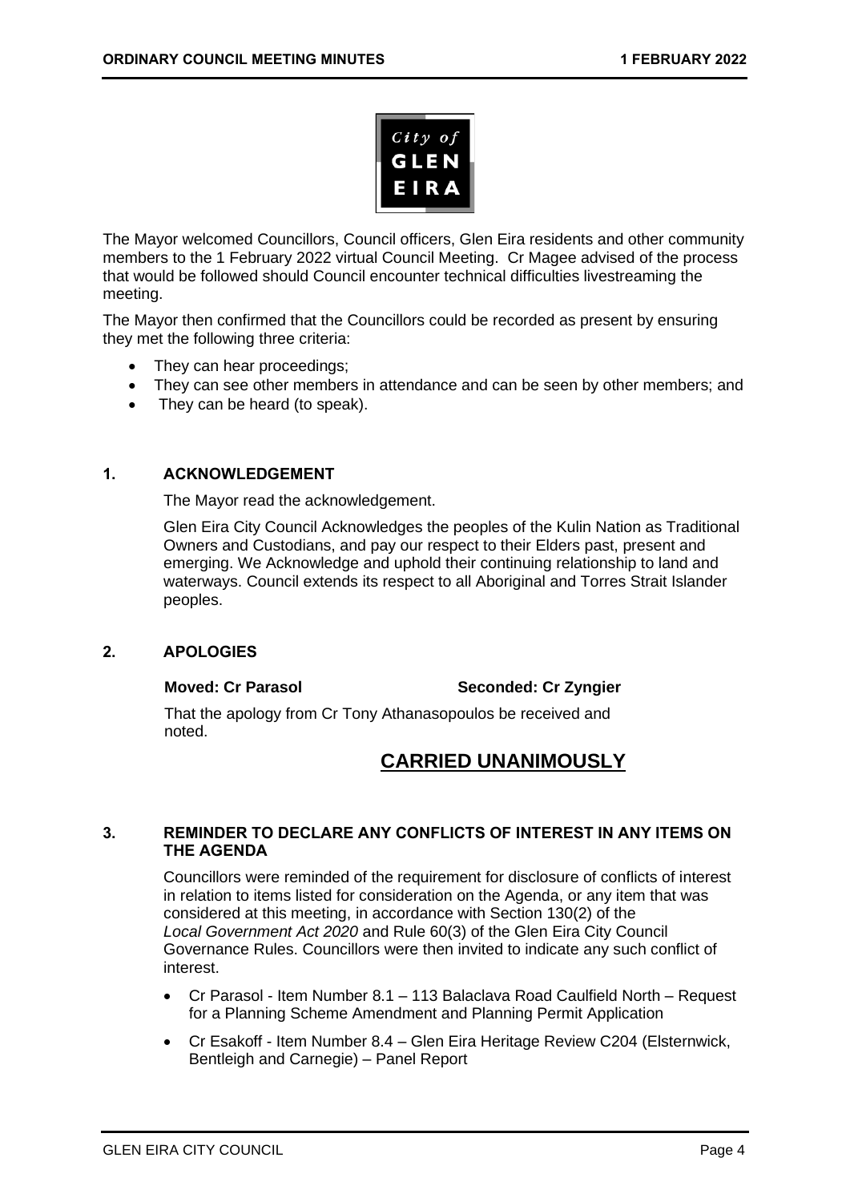The Mayor welcomed Councillors, Council officers, Glen Eira residents and other community members to the 1 February 2022 virtual Council Meeting. Cr Magee advised of the process that would be followed should Council encounter technical difficulties livestreaming the meeting.

The Mayor then confirmed that the Councillors could be recorded as present by ensuring they met the following three criteria:

- They can hear proceedings;
- They can see other members in attendance and can be seen by other members; and
- They can be heard (to speak).

## 1. ACKNOWLEDGEMENT

The Mayor read the acknowledgement.

Glen Eira City Council Acknowledges the peoples of the Kulin Nation as Traditional Owners and Custodians, and pay our respect to their Elders past, present and emerging. We Acknowledge and uphold their continuing relationship to land and waterways. Council extends its respect to all Aboriginal and Torres Strait Islander peoples.

## 2. APOLOGIES

**Moved: Cr Parasol** **Seconded: Cr Zyngier**

That the apology from Cr Tony Athanasopoulos be received and noted.

**CARRIED UNANIMOUSLY**

## 3. REMINDER TO DECLARE ANY CONFLICTS OF INTEREST IN ANY ITEMS ON THE AGENDA

Councillors were reminded of the requirement for disclosure of conflicts of interest in relation to items listed for consideration on the Agenda, or any item that was considered at this meeting, in accordance with Section 130(2) of the *Local Government Act 2020* and Rule 60(3) of the Glen Eira City Council Governance Rules. Councillors were then invited to indicate any such conflict of interest.

- Cr Parasol - Item Number 8.1 – 113 Balaclava Road Caulfield North – Request for a Planning Scheme Amendment and Planning Permit Application
- Cr Esakoff - Item Number 8.4 – Glen Eira Heritage Review C204 (Elsternwick, Bentleigh and Carnegie) – Panel Report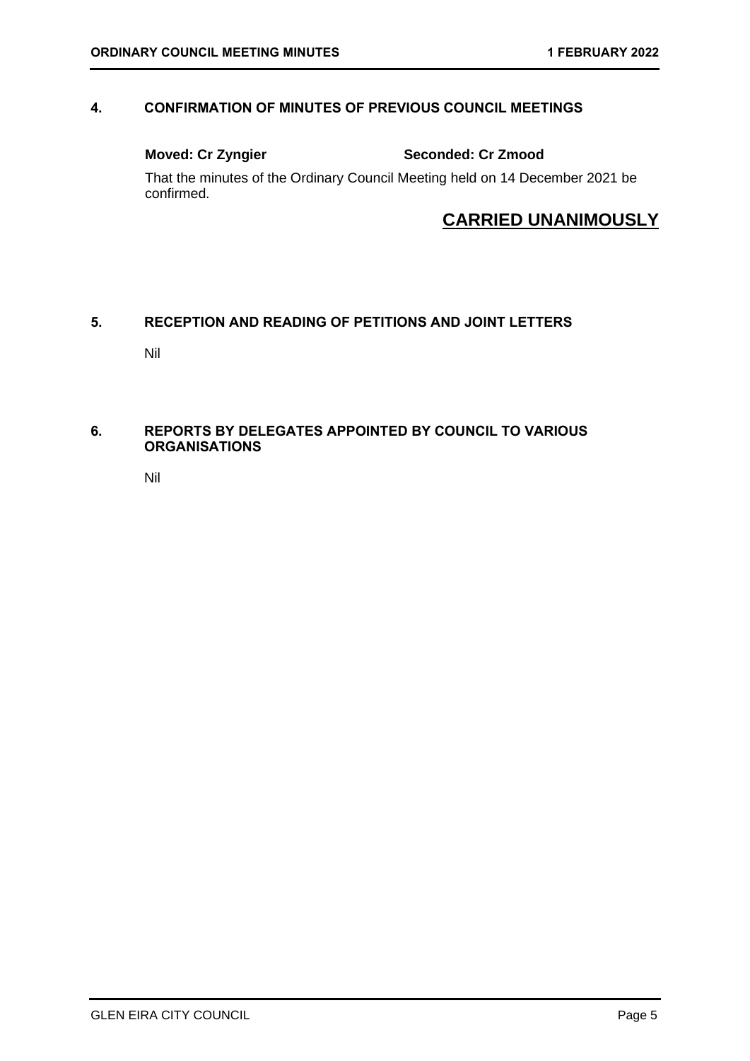## 4. CONFIRMATION OF MINUTES OF PREVIOUS COUNCIL MEETINGS

**Moved: Cr Zyngier** **Seconded: Cr Zmood**

That the minutes of the Ordinary Council Meeting held on 14 December 2021 be confirmed.

**CARRIED UNANIMOUSLY**

## 5. RECEPTION AND READING OF PETITIONS AND JOINT LETTERS

Nil

## 6. REPORTS BY DELEGATES APPOINTED BY COUNCIL TO VARIOUS ORGANISATIONS

Nil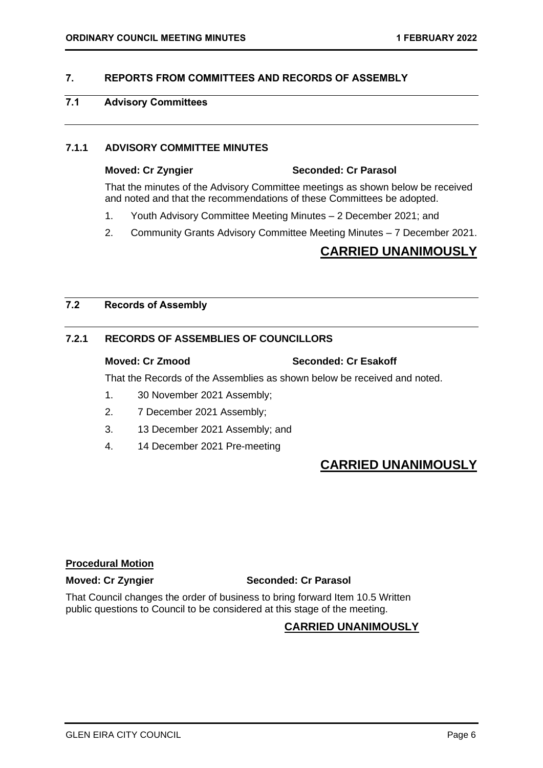## 7. REPORTS FROM COMMITTEES AND RECORDS OF ASSEMBLY

### 7.1 Advisory Committees

#### 7.1.1 ADVISORY COMMITTEE MINUTES

**Moved: Cr Zyngier** **Seconded: Cr Parasol**

That the minutes of the Advisory Committee meetings as shown below be received and noted and that the recommendations of these Committees be adopted.

1. Youth Advisory Committee Meeting Minutes – 2 December 2021; and
2. Community Grants Advisory Committee Meeting Minutes – 7 December 2021.

**CARRIED UNANIMOUSLY**

### 7.2 Records of Assembly

#### 7.2.1 RECORDS OF ASSEMBLIES OF COUNCILLORS

**Moved: Cr Zmood** **Seconded: Cr Esakoff**

That the Records of the Assemblies as shown below be received and noted.

1. 30 November 2021 Assembly;
2. 7 December 2021 Assembly;
3. 13 December 2021 Assembly; and
4. 14 December 2021 Pre-meeting

**CARRIED UNANIMOUSLY**

**Procedural Motion**

**Moved: Cr Zyngier** **Seconded: Cr Parasol**

That Council changes the order of business to bring forward Item 10.5 Written public questions to Council to be considered at this stage of the meeting.

**CARRIED UNANIMOUSLY**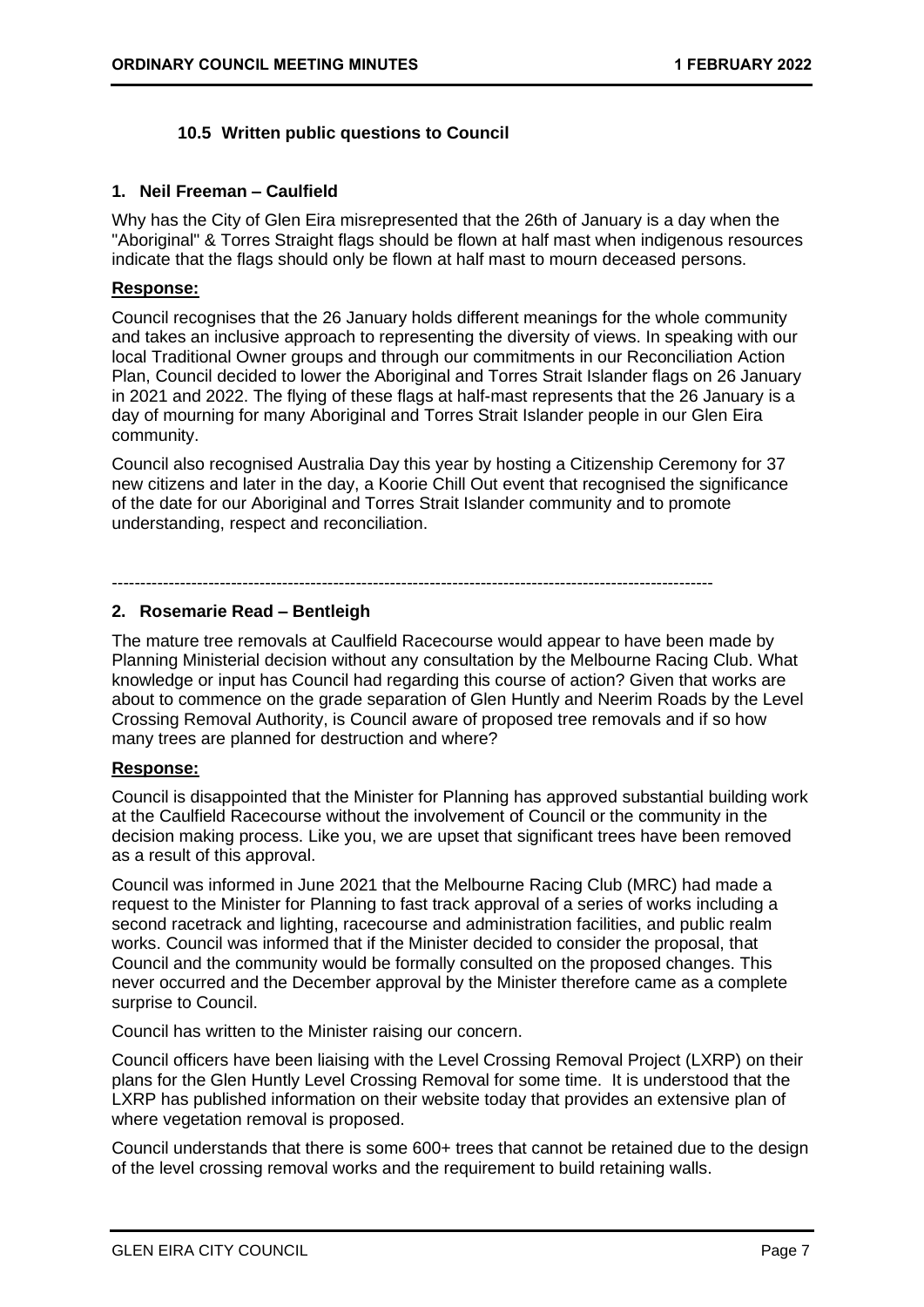### 10.5 Written public questions to Council

#### 1. Neil Freeman – Caulfield

Why has the City of Glen Eira misrepresented that the 26th of January is a day when the "Aboriginal" & Torres Straight flags should be flown at half mast when indigenous resources indicate that the flags should only be flown at half mast to mourn deceased persons.

**Response:**

Council recognises that the 26 January holds different meanings for the whole community and takes an inclusive approach to representing the diversity of views. In speaking with our local Traditional Owner groups and through our commitments in our Reconciliation Action Plan, Council decided to lower the Aboriginal and Torres Strait Islander flags on 26 January in 2021 and 2022. The flying of these flags at half-mast represents that the 26 January is a day of mourning for many Aboriginal and Torres Strait Islander people in our Glen Eira community.

Council also recognised Australia Day this year by hosting a Citizenship Ceremony for 37 new citizens and later in the day, a Koorie Chill Out event that recognised the significance of the date for our Aboriginal and Torres Strait Islander community and to promote understanding, respect and reconciliation.

---

#### 2. Rosemarie Read – Bentleigh

The mature tree removals at Caulfield Racecourse would appear to have been made by Planning Ministerial decision without any consultation by the Melbourne Racing Club. What knowledge or input has Council had regarding this course of action? Given that works are about to commence on the grade separation of Glen Huntly and Neerim Roads by the Level Crossing Removal Authority, is Council aware of proposed tree removals and if so how many trees are planned for destruction and where?

**Response:**

Council is disappointed that the Minister for Planning has approved substantial building work at the Caulfield Racecourse without the involvement of Council or the community in the decision making process. Like you, we are upset that significant trees have been removed as a result of this approval.

Council was informed in June 2021 that the Melbourne Racing Club (MRC) had made a request to the Minister for Planning to fast track approval of a series of works including a second racetrack and lighting, racecourse and administration facilities, and public realm works. Council was informed that if the Minister decided to consider the proposal, that Council and the community would be formally consulted on the proposed changes. This never occurred and the December approval by the Minister therefore came as a complete surprise to Council.

Council has written to the Minister raising our concern.

Council officers have been liaising with the Level Crossing Removal Project (LXRP) on their plans for the Glen Huntly Level Crossing Removal for some time. It is understood that the LXRP has published information on their website today that provides an extensive plan of where vegetation removal is proposed.

Council understands that there is some 600+ trees that cannot be retained due to the design of the level crossing removal works and the requirement to build retaining walls.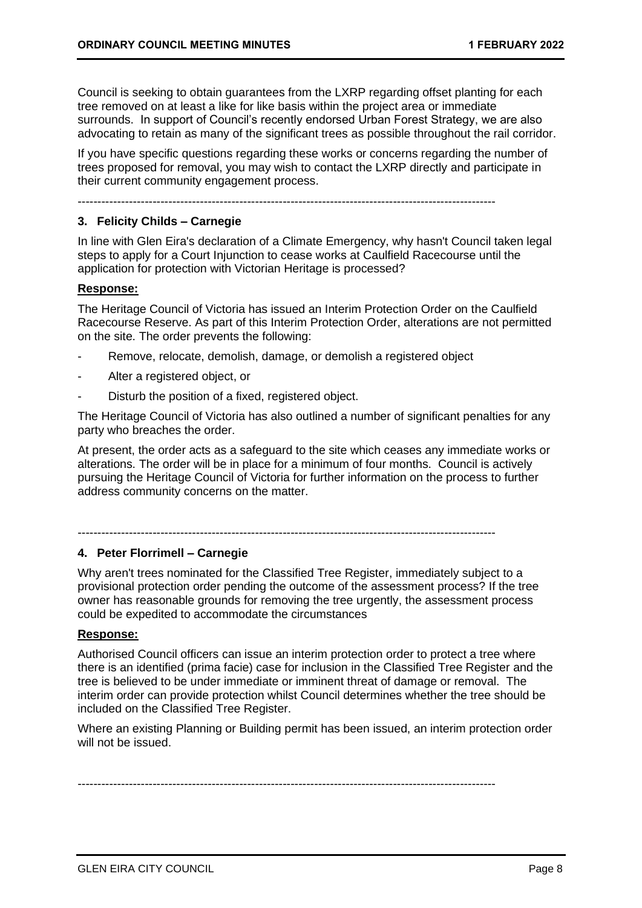Council is seeking to obtain guarantees from the LXRP regarding offset planting for each tree removed on at least a like for like basis within the project area or immediate surrounds. In support of Council's recently endorsed Urban Forest Strategy, we are also advocating to retain as many of the significant trees as possible throughout the rail corridor.

If you have specific questions regarding these works or concerns regarding the number of trees proposed for removal, you may wish to contact the LXRP directly and participate in their current community engagement process.

---

### 3. Felicity Childs – Carnegie

In line with Glen Eira's declaration of a Climate Emergency, why hasn't Council taken legal steps to apply for a Court Injunction to cease works at Caulfield Racecourse until the application for protection with Victorian Heritage is processed?

**Response:**

The Heritage Council of Victoria has issued an Interim Protection Order on the Caulfield Racecourse Reserve. As part of this Interim Protection Order, alterations are not permitted on the site. The order prevents the following:

- Remove, relocate, demolish, damage, or demolish a registered object
- Alter a registered object, or
- Disturb the position of a fixed, registered object.

The Heritage Council of Victoria has also outlined a number of significant penalties for any party who breaches the order.

At present, the order acts as a safeguard to the site which ceases any immediate works or alterations. The order will be in place for a minimum of four months. Council is actively pursuing the Heritage Council of Victoria for further information on the process to further address community concerns on the matter.

---

### 4. Peter Florrimell – Carnegie

Why aren't trees nominated for the Classified Tree Register, immediately subject to a provisional protection order pending the outcome of the assessment process? If the tree owner has reasonable grounds for removing the tree urgently, the assessment process could be expedited to accommodate the circumstances

**Response:**

Authorised Council officers can issue an interim protection order to protect a tree where there is an identified (prima facie) case for inclusion in the Classified Tree Register and the tree is believed to be under immediate or imminent threat of damage or removal. The interim order can provide protection whilst Council determines whether the tree should be included on the Classified Tree Register.

Where an existing Planning or Building permit has been issued, an interim protection order will not be issued.

---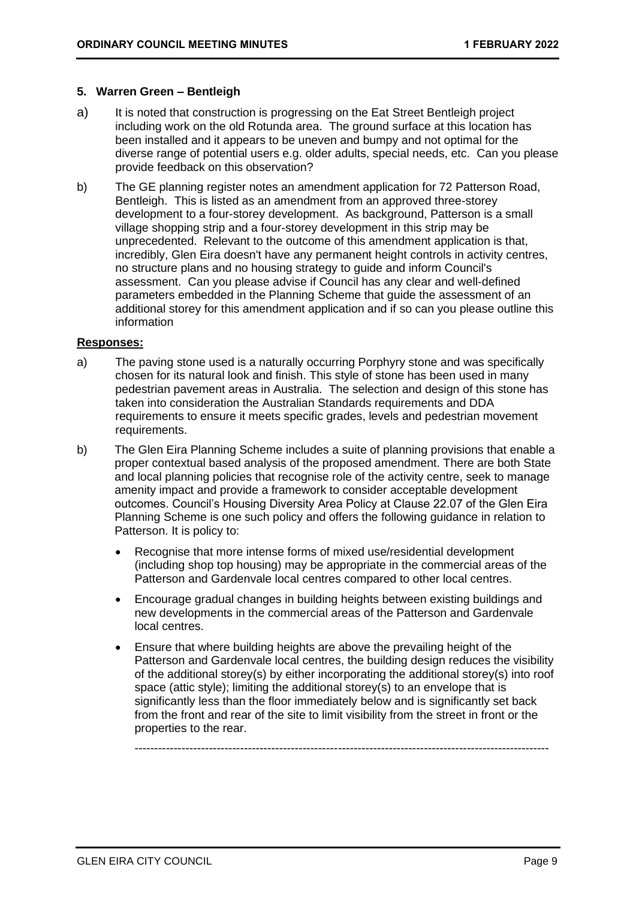### 5. Warren Green – Bentleigh

a) It is noted that construction is progressing on the Eat Street Bentleigh project including work on the old Rotunda area. The ground surface at this location has been installed and it appears to be uneven and bumpy and not optimal for the diverse range of potential users e.g. older adults, special needs, etc. Can you please provide feedback on this observation?

b) The GE planning register notes an amendment application for 72 Patterson Road, Bentleigh. This is listed as an amendment from an approved three-storey development to a four-storey development. As background, Patterson is a small village shopping strip and a four-storey development in this strip may be unprecedented. Relevant to the outcome of this amendment application is that, incredibly, Glen Eira doesn't have any permanent height controls in activity centres, no structure plans and no housing strategy to guide and inform Council's assessment. Can you please advise if Council has any clear and well-defined parameters embedded in the Planning Scheme that guide the assessment of an additional storey for this amendment application and if so can you please outline this information

**Responses:**

a) The paving stone used is a naturally occurring Porphyry stone and was specifically chosen for its natural look and finish. This style of stone has been used in many pedestrian pavement areas in Australia. The selection and design of this stone has taken into consideration the Australian Standards requirements and DDA requirements to ensure it meets specific grades, levels and pedestrian movement requirements.

b) The Glen Eira Planning Scheme includes a suite of planning provisions that enable a proper contextual based analysis of the proposed amendment. There are both State and local planning policies that recognise role of the activity centre, seek to manage amenity impact and provide a framework to consider acceptable development outcomes. Council's Housing Diversity Area Policy at Clause 22.07 of the Glen Eira Planning Scheme is one such policy and offers the following guidance in relation to Patterson. It is policy to:

- Recognise that more intense forms of mixed use/residential development (including shop top housing) may be appropriate in the commercial areas of the Patterson and Gardenvale local centres compared to other local centres.
- Encourage gradual changes in building heights between existing buildings and new developments in the commercial areas of the Patterson and Gardenvale local centres.
- Ensure that where building heights are above the prevailing height of the Patterson and Gardenvale local centres, the building design reduces the visibility of the additional storey(s) by either incorporating the additional storey(s) into roof space (attic style); limiting the additional storey(s) to an envelope that is significantly less than the floor immediately below and is significantly set back from the front and rear of the site to limit visibility from the street in front or the properties to the rear.

---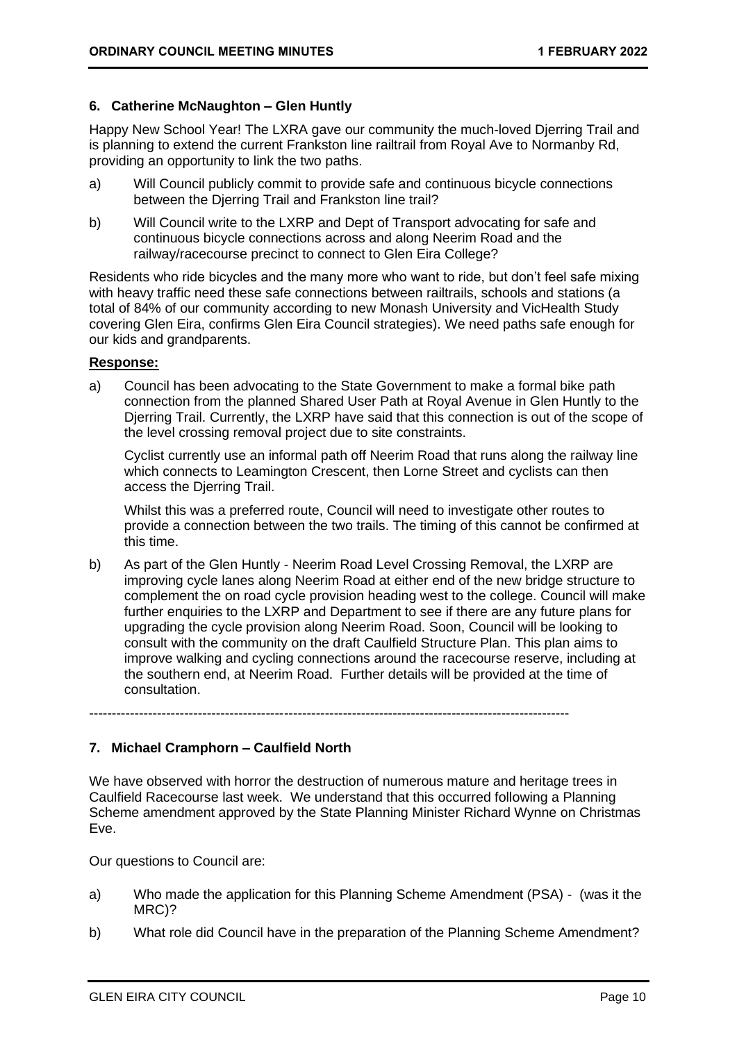## 6. Catherine McNaughton – Glen Huntly

Happy New School Year! The LXRA gave our community the much-loved Djerring Trail and is planning to extend the current Frankston line railtrail from Royal Ave to Normanby Rd, providing an opportunity to link the two paths.

a) Will Council publicly commit to provide safe and continuous bicycle connections between the Djerring Trail and Frankston line trail?

b) Will Council write to the LXRP and Dept of Transport advocating for safe and continuous bicycle connections across and along Neerim Road and the railway/racecourse precinct to connect to Glen Eira College?

Residents who ride bicycles and the many more who want to ride, but don't feel safe mixing with heavy traffic need these safe connections between railtrails, schools and stations (a total of 84% of our community according to new Monash University and VicHealth Study covering Glen Eira, confirms Glen Eira Council strategies). We need paths safe enough for our kids and grandparents.

**Response:**

a) Council has been advocating to the State Government to make a formal bike path connection from the planned Shared User Path at Royal Avenue in Glen Huntly to the Djerring Trail. Currently, the LXRP have said that this connection is out of the scope of the level crossing removal project due to site constraints.

   Cyclist currently use an informal path off Neerim Road that runs along the railway line which connects to Leamington Crescent, then Lorne Street and cyclists can then access the Djerring Trail.

   Whilst this was a preferred route, Council will need to investigate other routes to provide a connection between the two trails. The timing of this cannot be confirmed at this time.

b) As part of the Glen Huntly - Neerim Road Level Crossing Removal, the LXRP are improving cycle lanes along Neerim Road at either end of the new bridge structure to complement the on road cycle provision heading west to the college. Council will make further enquiries to the LXRP and Department to see if there are any future plans for upgrading the cycle provision along Neerim Road. Soon, Council will be looking to consult with the community on the draft Caulfield Structure Plan. This plan aims to improve walking and cycling connections around the racecourse reserve, including at the southern end, at Neerim Road. Further details will be provided at the time of consultation.

---

## 7. Michael Cramphorn – Caulfield North

We have observed with horror the destruction of numerous mature and heritage trees in Caulfield Racecourse last week. We understand that this occurred following a Planning Scheme amendment approved by the State Planning Minister Richard Wynne on Christmas Eve.

Our questions to Council are:

a) Who made the application for this Planning Scheme Amendment (PSA) - (was it the MRC)?

b) What role did Council have in the preparation of the Planning Scheme Amendment?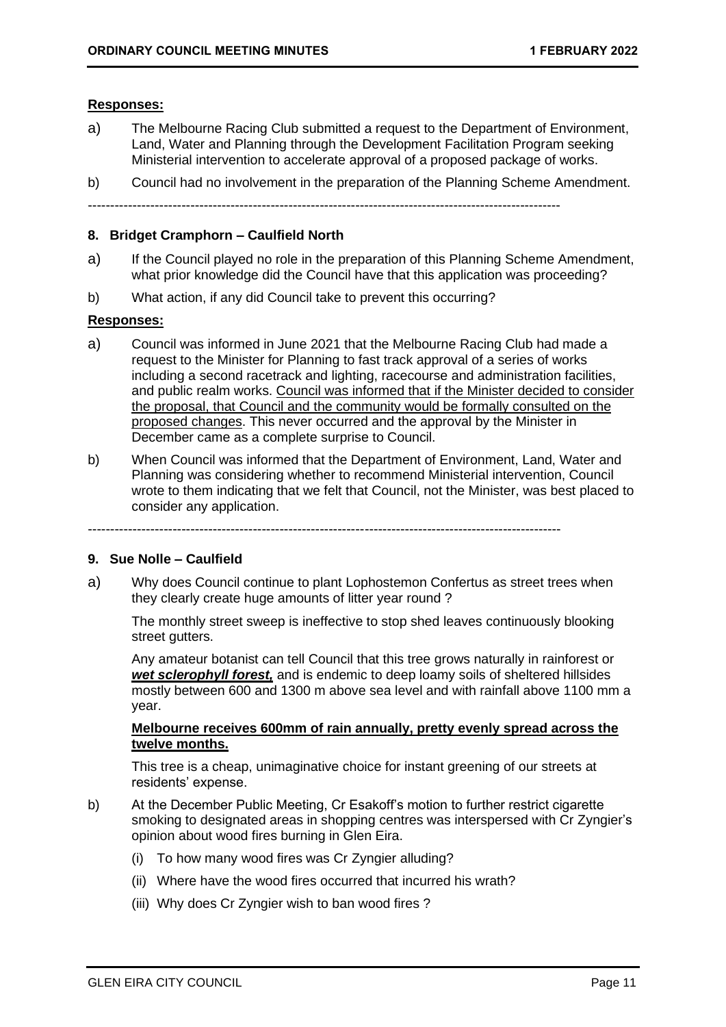**Responses:**

a) The Melbourne Racing Club submitted a request to the Department of Environment, Land, Water and Planning through the Development Facilitation Program seeking Ministerial intervention to accelerate approval of a proposed package of works.

b) Council had no involvement in the preparation of the Planning Scheme Amendment.

---

**8. Bridget Cramphorn – Caulfield North**

a) If the Council played no role in the preparation of this Planning Scheme Amendment, what prior knowledge did the Council have that this application was proceeding?

b) What action, if any did Council take to prevent this occurring?

**Responses:**

a) Council was informed in June 2021 that the Melbourne Racing Club had made a request to the Minister for Planning to fast track approval of a series of works including a second racetrack and lighting, racecourse and administration facilities, and public realm works. <u>Council was informed that if the Minister decided to consider the proposal, that Council and the community would be formally consulted on the proposed changes</u>. This never occurred and the approval by the Minister in December came as a complete surprise to Council.

b) When Council was informed that the Department of Environment, Land, Water and Planning was considering whether to recommend Ministerial intervention, Council wrote to them indicating that we felt that Council, not the Minister, was best placed to consider any application.

---

**9. Sue Nolle – Caulfield**

a) Why does Council continue to plant Lophostemon Confertus as street trees when they clearly create huge amounts of litter year round ?

The monthly street sweep is ineffective to stop shed leaves continuously blooking street gutters.

Any amateur botanist can tell Council that this tree grows naturally in rainforest or ***<u>wet sclerophyll forest,</u>*** and is endemic to deep loamy soils of sheltered hillsides mostly between 600 and 1300 m above sea level and with rainfall above 1100 mm a year.

**<u>Melbourne receives 600mm of rain annually, pretty evenly spread across the twelve months.</u>**

This tree is a cheap, unimaginative choice for instant greening of our streets at residents' expense.

b) At the December Public Meeting, Cr Esakoff's motion to further restrict cigarette smoking to designated areas in shopping centres was interspersed with Cr Zyngier's opinion about wood fires burning in Glen Eira.

(i) To how many wood fires was Cr Zyngier alluding?

(ii) Where have the wood fires occurred that incurred his wrath?

(iii) Why does Cr Zyngier wish to ban wood fires ?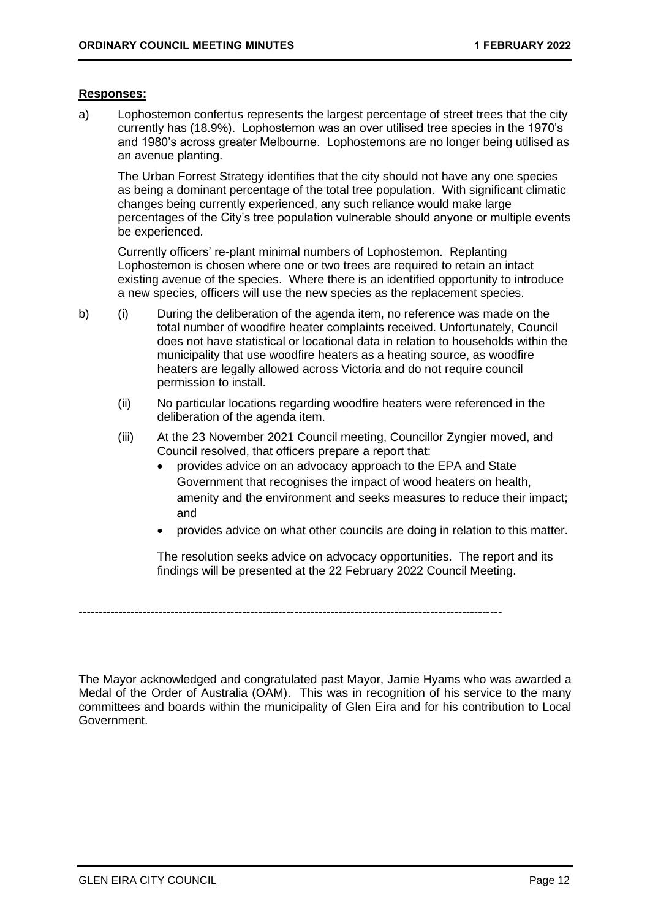**Responses:**

a) Lophostemon confertus represents the largest percentage of street trees that the city currently has (18.9%). Lophostemon was an over utilised tree species in the 1970's and 1980's across greater Melbourne. Lophostemons are no longer being utilised as an avenue planting.

The Urban Forrest Strategy identifies that the city should not have any one species as being a dominant percentage of the total tree population. With significant climatic changes being currently experienced, any such reliance would make large percentages of the City's tree population vulnerable should anyone or multiple events be experienced.

Currently officers' re-plant minimal numbers of Lophostemon. Replanting Lophostemon is chosen where one or two trees are required to retain an intact existing avenue of the species. Where there is an identified opportunity to introduce a new species, officers will use the new species as the replacement species.

b) (i) During the deliberation of the agenda item, no reference was made on the total number of woodfire heater complaints received. Unfortunately, Council does not have statistical or locational data in relation to households within the municipality that use woodfire heaters as a heating source, as woodfire heaters are legally allowed across Victoria and do not require council permission to install.

(ii) No particular locations regarding woodfire heaters were referenced in the deliberation of the agenda item.

(iii) At the 23 November 2021 Council meeting, Councillor Zyngier moved, and Council resolved, that officers prepare a report that:

- provides advice on an advocacy approach to the EPA and State Government that recognises the impact of wood heaters on health, amenity and the environment and seeks measures to reduce their impact; and
- provides advice on what other councils are doing in relation to this matter.

The resolution seeks advice on advocacy opportunities. The report and its findings will be presented at the 22 February 2022 Council Meeting.

---

The Mayor acknowledged and congratulated past Mayor, Jamie Hyams who was awarded a Medal of the Order of Australia (OAM). This was in recognition of his service to the many committees and boards within the municipality of Glen Eira and for his contribution to Local Government.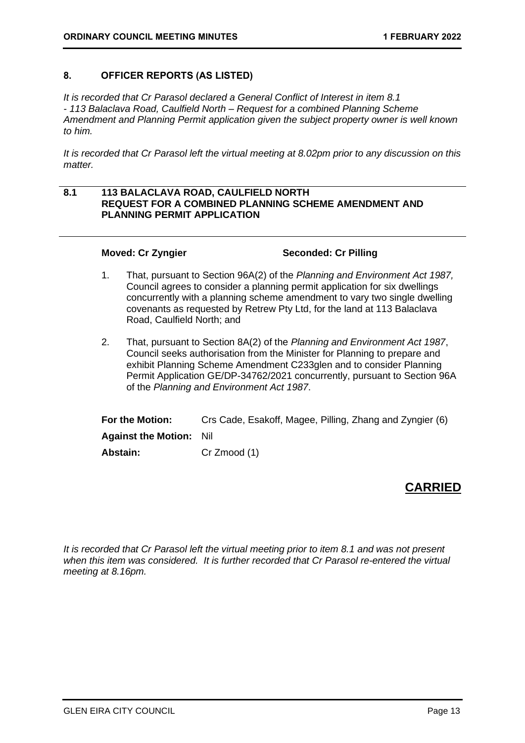## 8. OFFICER REPORTS (AS LISTED)

*It is recorded that Cr Parasol declared a General Conflict of Interest in item 8.1 - 113 Balaclava Road, Caulfield North – Request for a combined Planning Scheme Amendment and Planning Permit application given the subject property owner is well known to him.*

*It is recorded that Cr Parasol left the virtual meeting at 8.02pm prior to any discussion on this matter.*

### 8.1 113 BALACLAVA ROAD, CAULFIELD NORTH REQUEST FOR A COMBINED PLANNING SCHEME AMENDMENT AND PLANNING PERMIT APPLICATION

**Moved: Cr Zyngier** **Seconded: Cr Pilling**

1. That, pursuant to Section 96A(2) of the *Planning and Environment Act 1987,* Council agrees to consider a planning permit application for six dwellings concurrently with a planning scheme amendment to vary two single dwelling covenants as requested by Retrew Pty Ltd, for the land at 113 Balaclava Road, Caulfield North; and

2. That, pursuant to Section 8A(2) of the *Planning and Environment Act 1987*, Council seeks authorisation from the Minister for Planning to prepare and exhibit Planning Scheme Amendment C233glen and to consider Planning Permit Application GE/DP-34762/2021 concurrently, pursuant to Section 96A of the *Planning and Environment Act 1987*.

**For the Motion:** Crs Cade, Esakoff, Magee, Pilling, Zhang and Zyngier (6)

**Against the Motion:** Nil

**Abstain:** Cr Zmood (1)

**CARRIED**

*It is recorded that Cr Parasol left the virtual meeting prior to item 8.1 and was not present when this item was considered. It is further recorded that Cr Parasol re-entered the virtual meeting at 8.16pm.*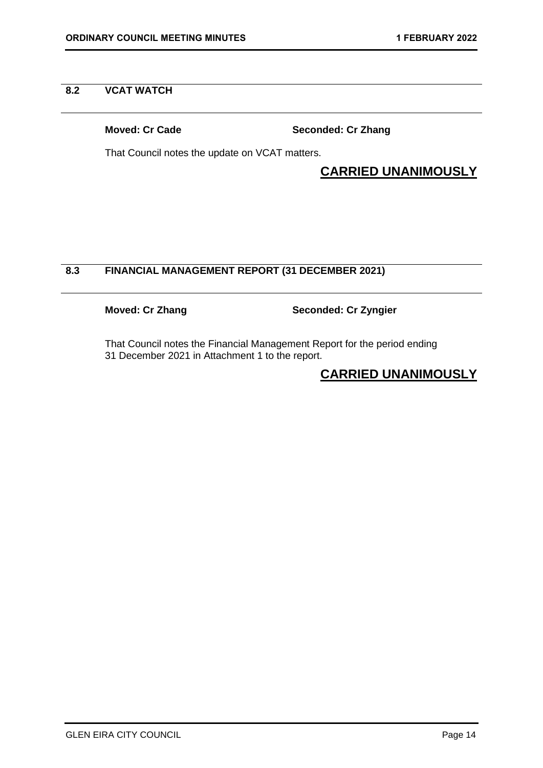## 8.2 VCAT WATCH

**Moved: Cr Cade** **Seconded: Cr Zhang**

That Council notes the update on VCAT matters.

**CARRIED UNANIMOUSLY**

## 8.3 FINANCIAL MANAGEMENT REPORT (31 DECEMBER 2021)

**Moved: Cr Zhang** **Seconded: Cr Zyngier**

That Council notes the Financial Management Report for the period ending 31 December 2021 in Attachment 1 to the report.

**CARRIED UNANIMOUSLY**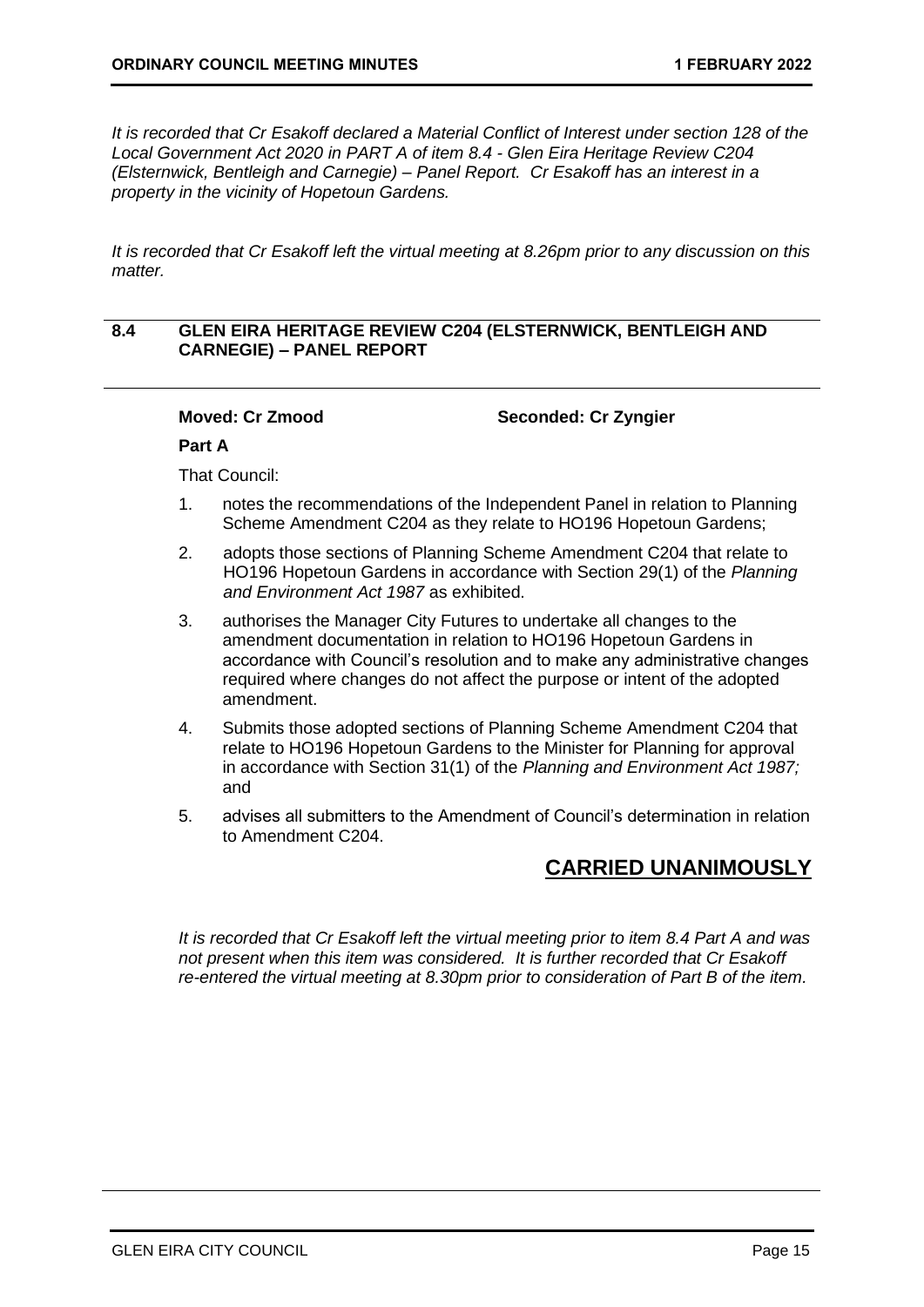*It is recorded that Cr Esakoff declared a Material Conflict of Interest under section 128 of the Local Government Act 2020 in PART A of item 8.4 - Glen Eira Heritage Review C204 (Elsternwick, Bentleigh and Carnegie) – Panel Report. Cr Esakoff has an interest in a property in the vicinity of Hopetoun Gardens.*

*It is recorded that Cr Esakoff left the virtual meeting at 8.26pm prior to any discussion on this matter.*

## 8.4 GLEN EIRA HERITAGE REVIEW C204 (ELSTERNWICK, BENTLEIGH AND CARNEGIE) – PANEL REPORT

**Moved: Cr Zmood** **Seconded: Cr Zyngier**

**Part A**

That Council:

1. notes the recommendations of the Independent Panel in relation to Planning Scheme Amendment C204 as they relate to HO196 Hopetoun Gardens;
2. adopts those sections of Planning Scheme Amendment C204 that relate to HO196 Hopetoun Gardens in accordance with Section 29(1) of the *Planning and Environment Act 1987* as exhibited.
3. authorises the Manager City Futures to undertake all changes to the amendment documentation in relation to HO196 Hopetoun Gardens in accordance with Council's resolution and to make any administrative changes required where changes do not affect the purpose or intent of the adopted amendment.
4. Submits those adopted sections of Planning Scheme Amendment C204 that relate to HO196 Hopetoun Gardens to the Minister for Planning for approval in accordance with Section 31(1) of the *Planning and Environment Act 1987;* and
5. advises all submitters to the Amendment of Council's determination in relation to Amendment C204.

## CARRIED UNANIMOUSLY

*It is recorded that Cr Esakoff left the virtual meeting prior to item 8.4 Part A and was not present when this item was considered. It is further recorded that Cr Esakoff re-entered the virtual meeting at 8.30pm prior to consideration of Part B of the item.*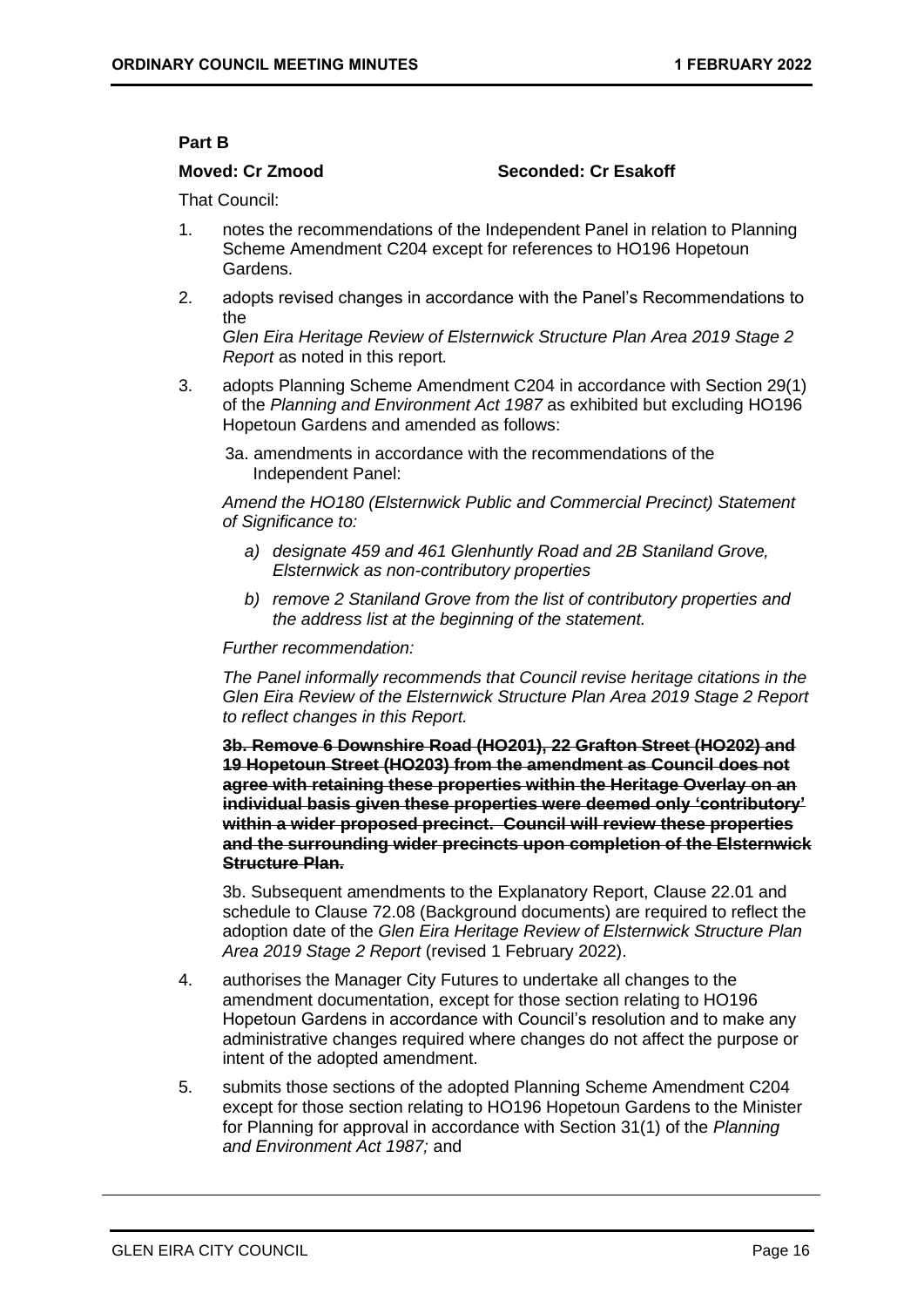**Part B**

**Moved: Cr Zmood** **Seconded: Cr Esakoff**

That Council:

1. notes the recommendations of the Independent Panel in relation to Planning Scheme Amendment C204 except for references to HO196 Hopetoun Gardens.

2. adopts revised changes in accordance with the Panel's Recommendations to the *Glen Eira Heritage Review of Elsternwick Structure Plan Area 2019 Stage 2 Report* as noted in this report.

3. adopts Planning Scheme Amendment C204 in accordance with Section 29(1) of the *Planning and Environment Act 1987* as exhibited but excluding HO196 Hopetoun Gardens and amended as follows:

   3a. amendments in accordance with the recommendations of the Independent Panel:

   *Amend the HO180 (Elsternwick Public and Commercial Precinct) Statement of Significance to:*

   - *a) designate 459 and 461 Glenhuntly Road and 2B Staniland Grove, Elsternwick as non-contributory properties*
   - *b) remove 2 Staniland Grove from the list of contributory properties and the address list at the beginning of the statement.*

   *Further recommendation:*

   *The Panel informally recommends that Council revise heritage citations in the Glen Eira Review of the Elsternwick Structure Plan Area 2019 Stage 2 Report to reflect changes in this Report.*

   ~~**3b. Remove 6 Downshire Road (HO201), 22 Grafton Street (HO202) and 19 Hopetoun Street (HO203) from the amendment as Council does not agree with retaining these properties within the Heritage Overlay on an individual basis given these properties were deemed only 'contributory' within a wider proposed precinct. Council will review these properties and the surrounding wider precincts upon completion of the Elsternwick Structure Plan.**~~

   3b. Subsequent amendments to the Explanatory Report, Clause 22.01 and schedule to Clause 72.08 (Background documents) are required to reflect the adoption date of the *Glen Eira Heritage Review of Elsternwick Structure Plan Area 2019 Stage 2 Report* (revised 1 February 2022).

4. authorises the Manager City Futures to undertake all changes to the amendment documentation, except for those section relating to HO196 Hopetoun Gardens in accordance with Council's resolution and to make any administrative changes required where changes do not affect the purpose or intent of the adopted amendment.

5. submits those sections of the adopted Planning Scheme Amendment C204 except for those section relating to HO196 Hopetoun Gardens to the Minister for Planning for approval in accordance with Section 31(1) of the *Planning and Environment Act 1987;* and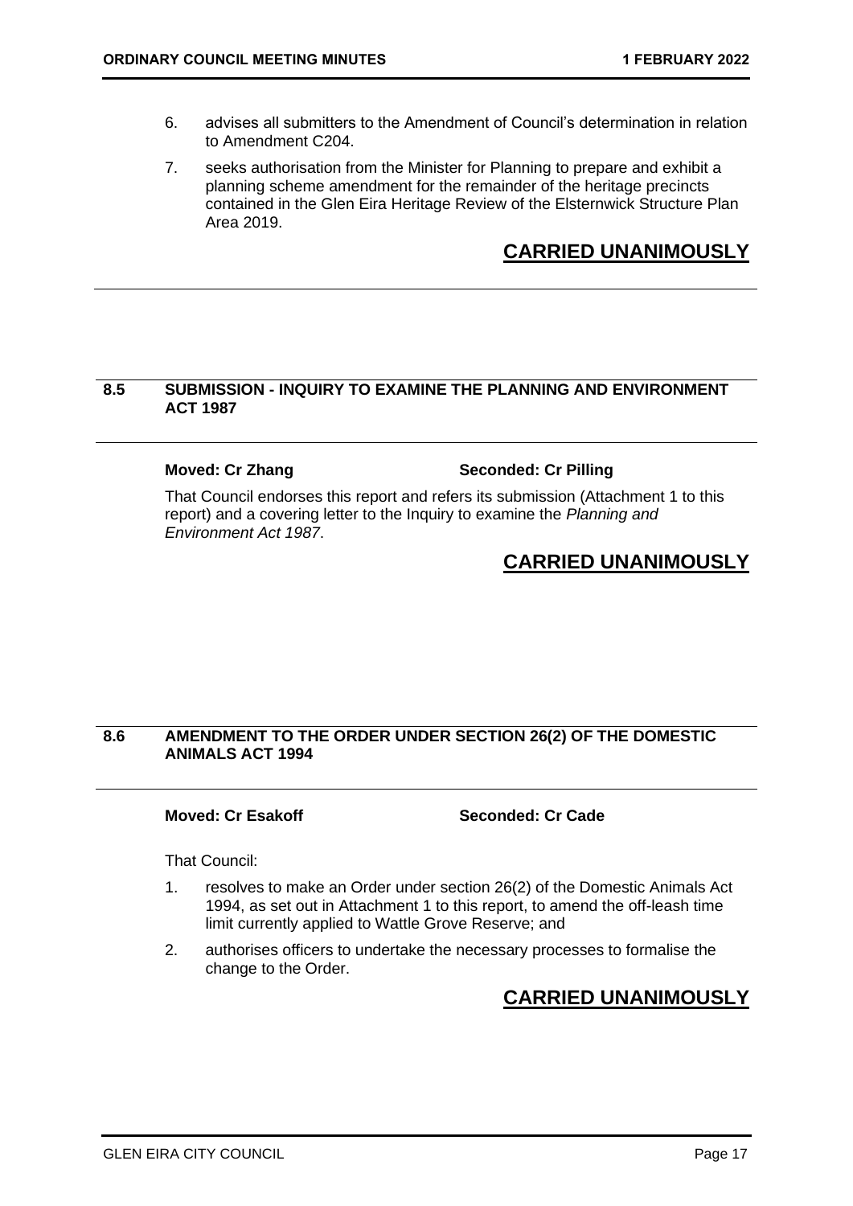6. advises all submitters to the Amendment of Council's determination in relation to Amendment C204.
7. seeks authorisation from the Minister for Planning to prepare and exhibit a planning scheme amendment for the remainder of the heritage precincts contained in the Glen Eira Heritage Review of the Elsternwick Structure Plan Area 2019.

**CARRIED UNANIMOUSLY**

## 8.5 SUBMISSION - INQUIRY TO EXAMINE THE PLANNING AND ENVIRONMENT ACT 1987

**Moved: Cr Zhang** **Seconded: Cr Pilling**

That Council endorses this report and refers its submission (Attachment 1 to this report) and a covering letter to the Inquiry to examine the *Planning and Environment Act 1987*.

**CARRIED UNANIMOUSLY**

## 8.6 AMENDMENT TO THE ORDER UNDER SECTION 26(2) OF THE DOMESTIC ANIMALS ACT 1994

**Moved: Cr Esakoff** **Seconded: Cr Cade**

That Council:

1. resolves to make an Order under section 26(2) of the Domestic Animals Act 1994, as set out in Attachment 1 to this report, to amend the off-leash time limit currently applied to Wattle Grove Reserve; and
2. authorises officers to undertake the necessary processes to formalise the change to the Order.

**CARRIED UNANIMOUSLY**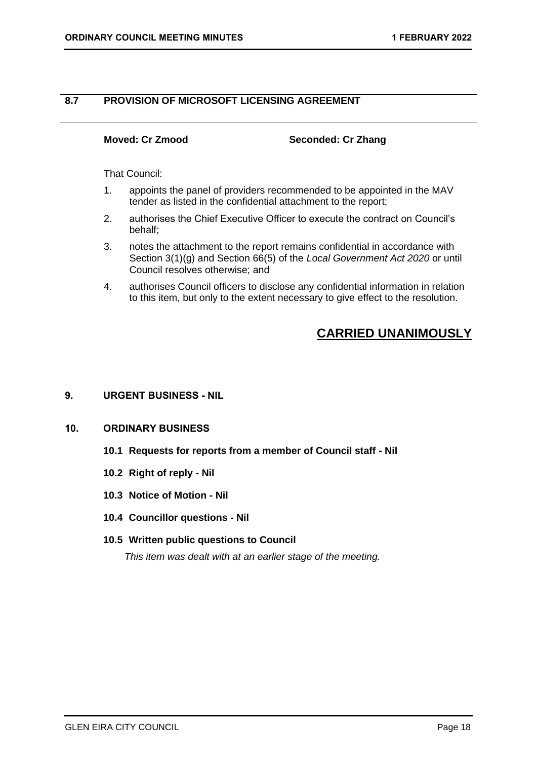## 8.7 PROVISION OF MICROSOFT LICENSING AGREEMENT

**Moved: Cr Zmood** **Seconded: Cr Zhang**

That Council:

1. appoints the panel of providers recommended to be appointed in the MAV tender as listed in the confidential attachment to the report;
2. authorises the Chief Executive Officer to execute the contract on Council's behalf;
3. notes the attachment to the report remains confidential in accordance with Section 3(1)(g) and Section 66(5) of the *Local Government Act 2020* or until Council resolves otherwise; and
4. authorises Council officers to disclose any confidential information in relation to this item, but only to the extent necessary to give effect to the resolution.

**CARRIED UNANIMOUSLY**

## 9. URGENT BUSINESS - NIL

## 10. ORDINARY BUSINESS

### 10.1 Requests for reports from a member of Council staff - Nil

### 10.2 Right of reply - Nil

### 10.3 Notice of Motion - Nil

### 10.4 Councillor questions - Nil

### 10.5 Written public questions to Council

*This item was dealt with at an earlier stage of the meeting.*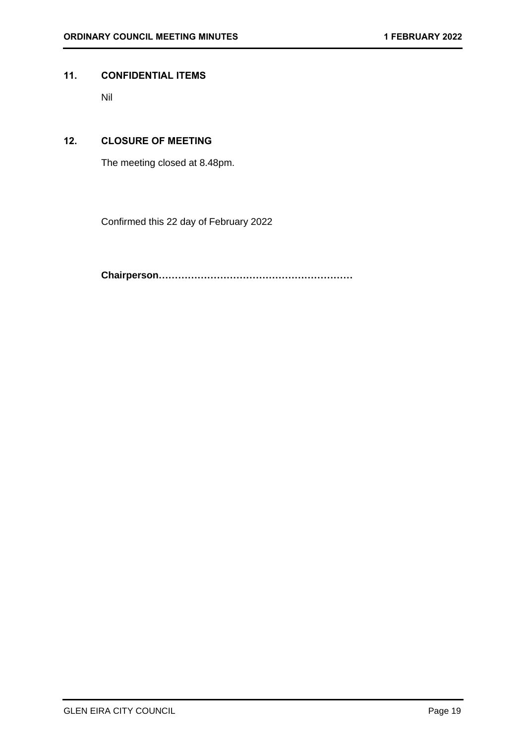## 11. CONFIDENTIAL ITEMS

Nil

## 12. CLOSURE OF MEETING

The meeting closed at 8.48pm.

Confirmed this 22 day of February 2022

**Chairperson……………………………………………………**